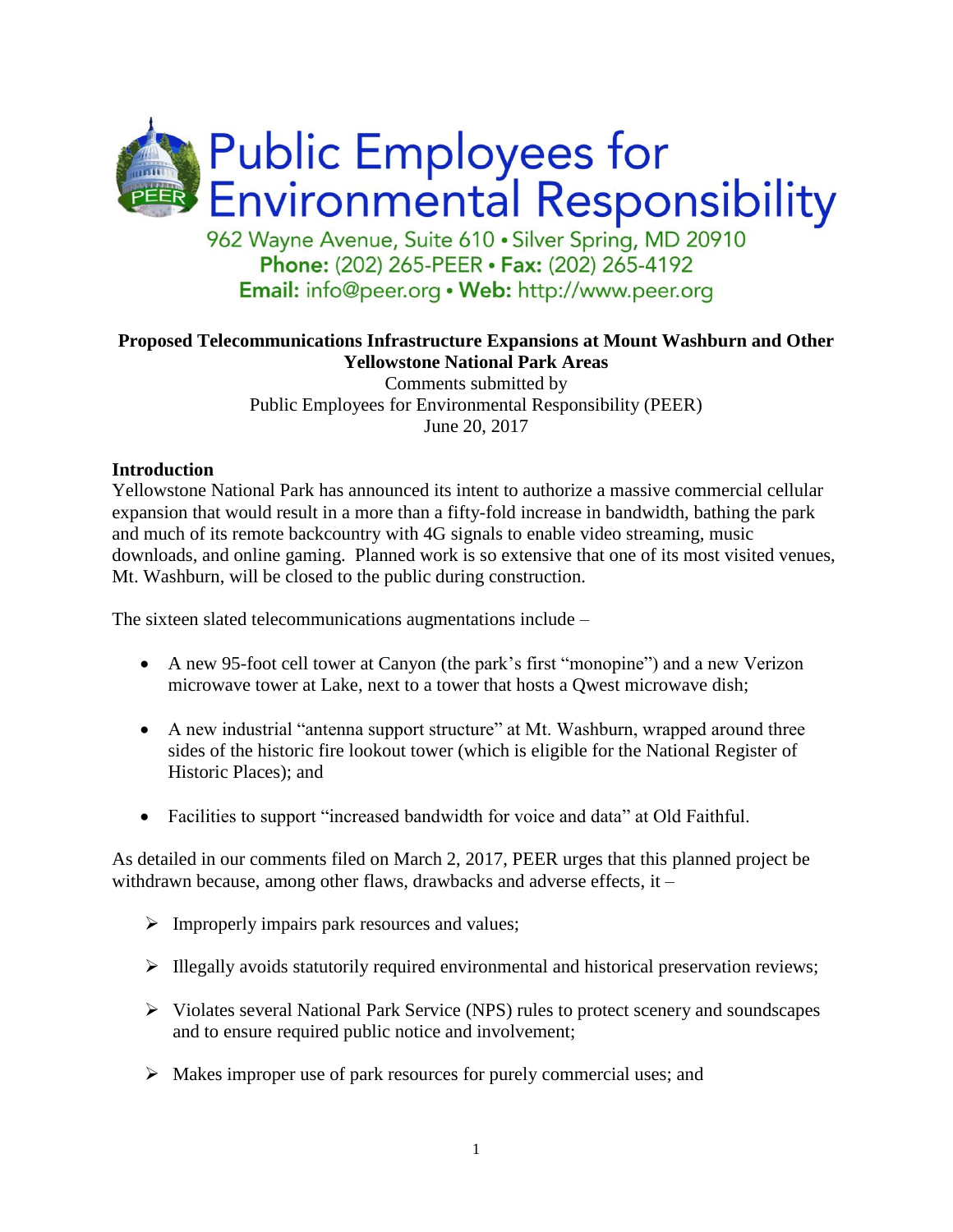# Public Employees for Environmental Responsibility

962 Wayne Avenue, Suite 610 • Silver Spring, MD 20910
**Phone:** (202) 265-PEER • **Fax:** (202) 265-4192
**Email:** info@peer.org • **Web:** http://www.peer.org

**Proposed Telecommunications Infrastructure Expansions at Mount Washburn and Other Yellowstone National Park Areas**

Comments submitted by
Public Employees for Environmental Responsibility (PEER)
June 20, 2017

## Introduction

Yellowstone National Park has announced its intent to authorize a massive commercial cellular expansion that would result in a more than a fifty-fold increase in bandwidth, bathing the park and much of its remote backcountry with 4G signals to enable video streaming, music downloads, and online gaming. Planned work is so extensive that one of its most visited venues, Mt. Washburn, will be closed to the public during construction.

The sixteen slated telecommunications augmentations include –

- A new 95-foot cell tower at Canyon (the park's first "monopine") and a new Verizon microwave tower at Lake, next to a tower that hosts a Qwest microwave dish;
- A new industrial "antenna support structure" at Mt. Washburn, wrapped around three sides of the historic fire lookout tower (which is eligible for the National Register of Historic Places); and
- Facilities to support "increased bandwidth for voice and data" at Old Faithful.

As detailed in our comments filed on March 2, 2017, PEER urges that this planned project be withdrawn because, among other flaws, drawbacks and adverse effects, it –

- Improperly impairs park resources and values;
- Illegally avoids statutorily required environmental and historical preservation reviews;
- Violates several National Park Service (NPS) rules to protect scenery and soundscapes and to ensure required public notice and involvement;
- Makes improper use of park resources for purely commercial uses; and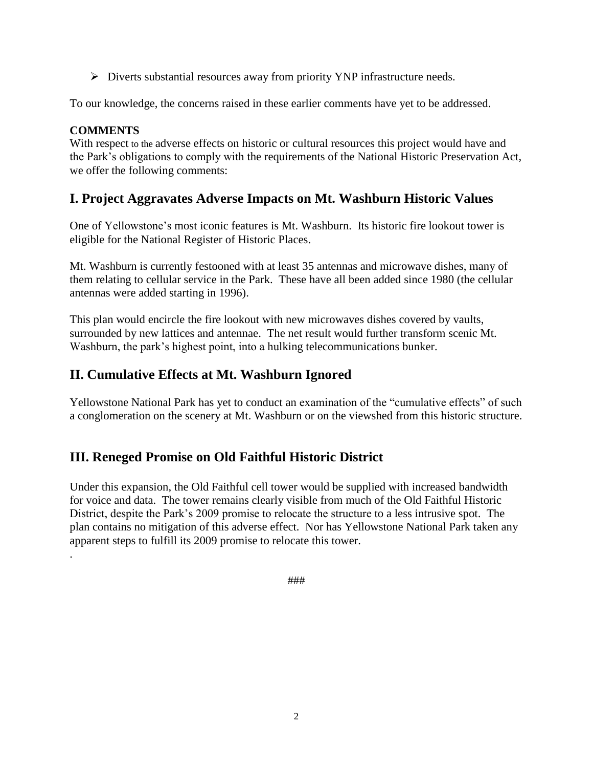- Diverts substantial resources away from priority YNP infrastructure needs.

To our knowledge, the concerns raised in these earlier comments have yet to be addressed.

**COMMENTS**
With respect to the adverse effects on historic or cultural resources this project would have and the Park's obligations to comply with the requirements of the National Historic Preservation Act, we offer the following comments:

## I. Project Aggravates Adverse Impacts on Mt. Washburn Historic Values

One of Yellowstone's most iconic features is Mt. Washburn. Its historic fire lookout tower is eligible for the National Register of Historic Places.

Mt. Washburn is currently festooned with at least 35 antennas and microwave dishes, many of them relating to cellular service in the Park. These have all been added since 1980 (the cellular antennas were added starting in 1996).

This plan would encircle the fire lookout with new microwaves dishes covered by vaults, surrounded by new lattices and antennae. The net result would further transform scenic Mt. Washburn, the park's highest point, into a hulking telecommunications bunker.

## II. Cumulative Effects at Mt. Washburn Ignored

Yellowstone National Park has yet to conduct an examination of the "cumulative effects" of such a conglomeration on the scenery at Mt. Washburn or on the viewshed from this historic structure.

## III. Reneged Promise on Old Faithful Historic District

Under this expansion, the Old Faithful cell tower would be supplied with increased bandwidth for voice and data. The tower remains clearly visible from much of the Old Faithful Historic District, despite the Park's 2009 promise to relocate the structure to a less intrusive spot. The plan contains no mitigation of this adverse effect. Nor has Yellowstone National Park taken any apparent steps to fulfill its 2009 promise to relocate this tower.

.

###